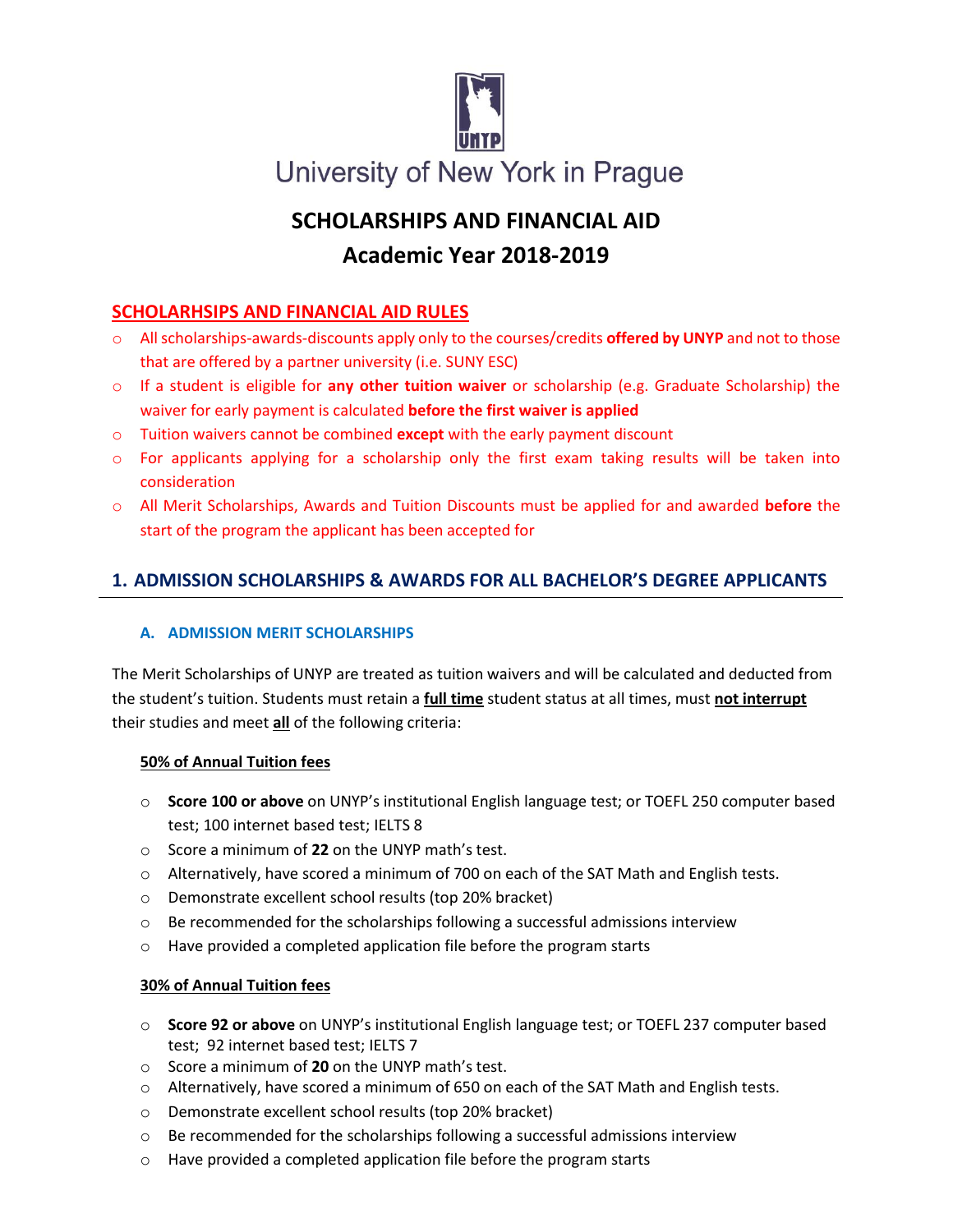University of New York in Prague

# SCHOLARSHIPS AND FINANCIAL AID
# Academic Year 2018-2019

## SCHOLARHSIPS AND FINANCIAL AID RULES

- All scholarships-awards-discounts apply only to the courses/credits **offered by UNYP** and not to those that are offered by a partner university (i.e. SUNY ESC)
- If a student is eligible for **any other tuition waiver** or scholarship (e.g. Graduate Scholarship) the waiver for early payment is calculated **before the first waiver is applied**
- Tuition waivers cannot be combined **except** with the early payment discount
- For applicants applying for a scholarship only the first exam taking results will be taken into consideration
- All Merit Scholarships, Awards and Tuition Discounts must be applied for and awarded **before** the start of the program the applicant has been accepted for

## 1. ADMISSION SCHOLARSHIPS & AWARDS FOR ALL BACHELOR'S DEGREE APPLICANTS

### A. ADMISSION MERIT SCHOLARSHIPS

The Merit Scholarships of UNYP are treated as tuition waivers and will be calculated and deducted from the student's tuition. Students must retain a **full time** student status at all times, must **not interrupt** their studies and meet **all** of the following criteria:

**50% of Annual Tuition fees**

- **Score 100 or above** on UNYP's institutional English language test; or TOEFL 250 computer based test; 100 internet based test; IELTS 8
- Score a minimum of **22** on the UNYP math's test.
- Alternatively, have scored a minimum of 700 on each of the SAT Math and English tests.
- Demonstrate excellent school results (top 20% bracket)
- Be recommended for the scholarships following a successful admissions interview
- Have provided a completed application file before the program starts

**30% of Annual Tuition fees**

- **Score 92 or above** on UNYP's institutional English language test; or TOEFL 237 computer based test; 92 internet based test; IELTS 7
- Score a minimum of **20** on the UNYP math's test.
- Alternatively, have scored a minimum of 650 on each of the SAT Math and English tests.
- Demonstrate excellent school results (top 20% bracket)
- Be recommended for the scholarships following a successful admissions interview
- Have provided a completed application file before the program starts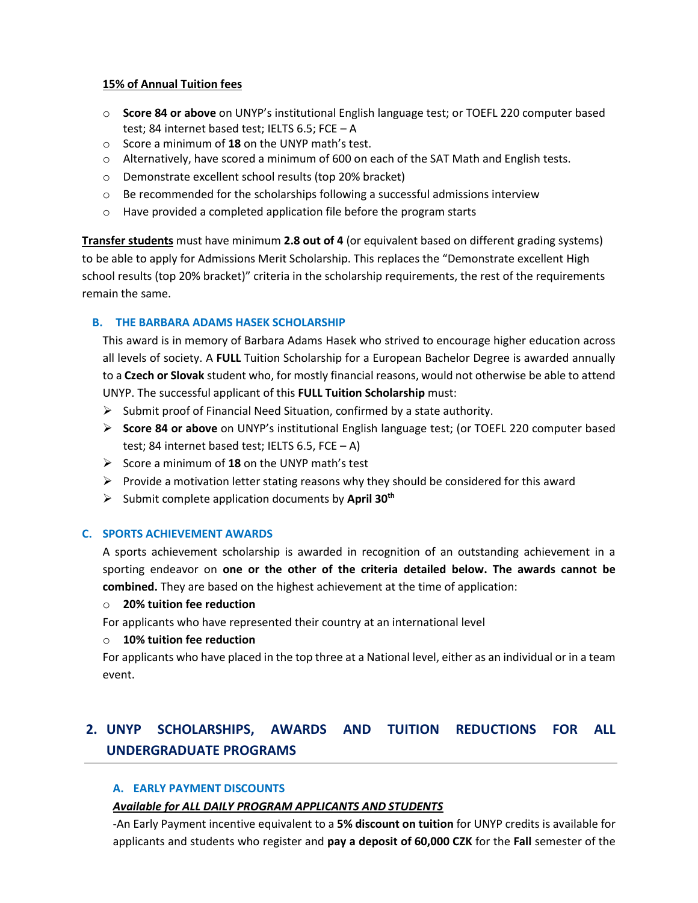**15% of Annual Tuition fees**

- **Score 84 or above** on UNYP's institutional English language test; or TOEFL 220 computer based test; 84 internet based test; IELTS 6.5; FCE – A
- Score a minimum of **18** on the UNYP math's test.
- Alternatively, have scored a minimum of 600 on each of the SAT Math and English tests.
- Demonstrate excellent school results (top 20% bracket)
- Be recommended for the scholarships following a successful admissions interview
- Have provided a completed application file before the program starts

**Transfer students** must have minimum **2.8 out of 4** (or equivalent based on different grading systems) to be able to apply for Admissions Merit Scholarship. This replaces the "Demonstrate excellent High school results (top 20% bracket)" criteria in the scholarship requirements, the rest of the requirements remain the same.

### B. THE BARBARA ADAMS HASEK SCHOLARSHIP

This award is in memory of Barbara Adams Hasek who strived to encourage higher education across all levels of society. A **FULL** Tuition Scholarship for a European Bachelor Degree is awarded annually to a **Czech or Slovak** student who, for mostly financial reasons, would not otherwise be able to attend UNYP. The successful applicant of this **FULL Tuition Scholarship** must:

- Submit proof of Financial Need Situation, confirmed by a state authority.
- **Score 84 or above** on UNYP's institutional English language test; (or TOEFL 220 computer based test; 84 internet based test; IELTS 6.5, FCE – A)
- Score a minimum of **18** on the UNYP math's test
- Provide a motivation letter stating reasons why they should be considered for this award
- Submit complete application documents by **April 30th**

### C. SPORTS ACHIEVEMENT AWARDS

A sports achievement scholarship is awarded in recognition of an outstanding achievement in a sporting endeavor on **one or the other of the criteria detailed below. The awards cannot be combined.** They are based on the highest achievement at the time of application:

- **20% tuition fee reduction**

For applicants who have represented their country at an international level

- **10% tuition fee reduction**

For applicants who have placed in the top three at a National level, either as an individual or in a team event.

## 2. UNYP SCHOLARSHIPS, AWARDS AND TUITION REDUCTIONS FOR ALL UNDERGRADUATE PROGRAMS

### A. EARLY PAYMENT DISCOUNTS

***Available for ALL DAILY PROGRAM APPLICANTS AND STUDENTS***

-An Early Payment incentive equivalent to a **5% discount on tuition** for UNYP credits is available for applicants and students who register and **pay a deposit of 60,000 CZK** for the **Fall** semester of the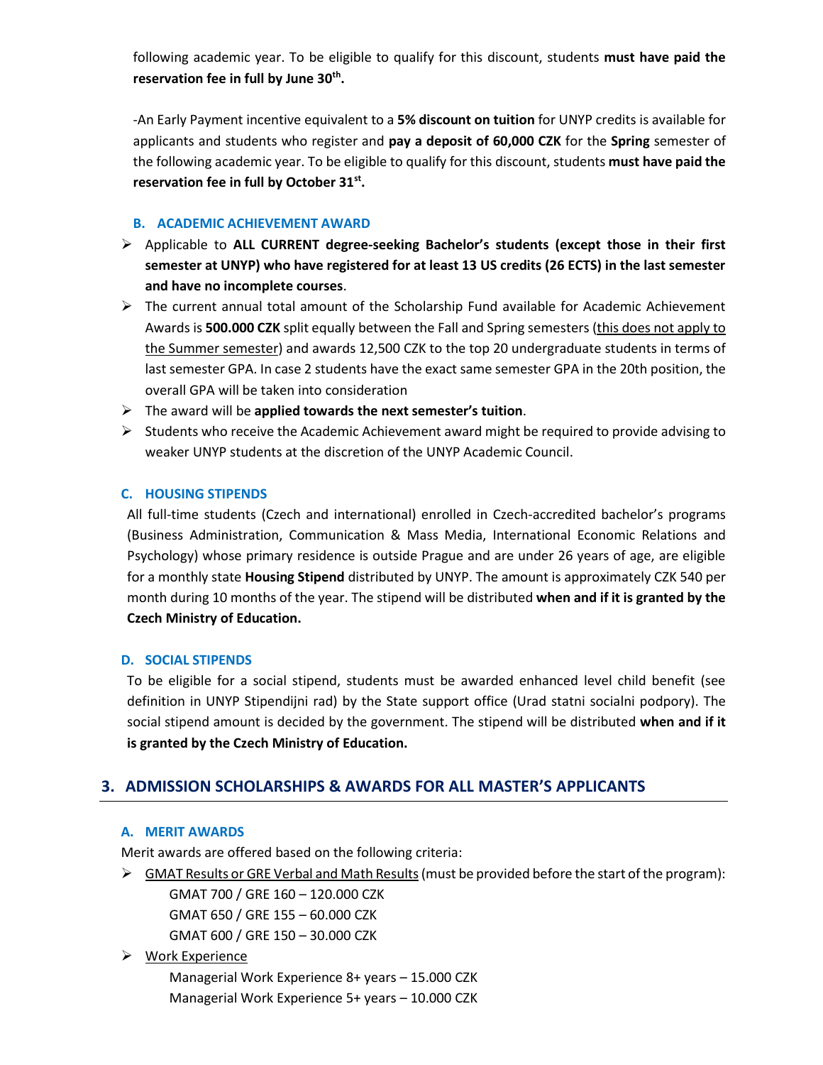following academic year. To be eligible to qualify for this discount, students **must have paid the reservation fee in full by June 30th.**

-An Early Payment incentive equivalent to a **5% discount on tuition** for UNYP credits is available for applicants and students who register and **pay a deposit of 60,000 CZK** for the **Spring** semester of the following academic year. To be eligible to qualify for this discount, students **must have paid the reservation fee in full by October 31st.**

### B. ACADEMIC ACHIEVEMENT AWARD

- Applicable to **ALL CURRENT degree-seeking Bachelor's students (except those in their first semester at UNYP) who have registered for at least 13 US credits (26 ECTS) in the last semester and have no incomplete courses**.
- The current annual total amount of the Scholarship Fund available for Academic Achievement Awards is **500.000 CZK** split equally between the Fall and Spring semesters (this does not apply to the Summer semester) and awards 12,500 CZK to the top 20 undergraduate students in terms of last semester GPA. In case 2 students have the exact same semester GPA in the 20th position, the overall GPA will be taken into consideration
- The award will be **applied towards the next semester's tuition**.
- Students who receive the Academic Achievement award might be required to provide advising to weaker UNYP students at the discretion of the UNYP Academic Council.

### C. HOUSING STIPENDS

All full-time students (Czech and international) enrolled in Czech-accredited bachelor's programs (Business Administration, Communication & Mass Media, International Economic Relations and Psychology) whose primary residence is outside Prague and are under 26 years of age, are eligible for a monthly state **Housing Stipend** distributed by UNYP. The amount is approximately CZK 540 per month during 10 months of the year. The stipend will be distributed **when and if it is granted by the Czech Ministry of Education.**

### D. SOCIAL STIPENDS

To be eligible for a social stipend, students must be awarded enhanced level child benefit (see definition in UNYP Stipendijni rad) by the State support office (Urad statni socialni podpory). The social stipend amount is decided by the government. The stipend will be distributed **when and if it is granted by the Czech Ministry of Education.**

## 3. ADMISSION SCHOLARSHIPS & AWARDS FOR ALL MASTER'S APPLICANTS

### A. MERIT AWARDS

Merit awards are offered based on the following criteria:

- GMAT Results or GRE Verbal and Math Results (must be provided before the start of the program):
  - GMAT 700 / GRE 160 – 120.000 CZK
  - GMAT 650 / GRE 155 – 60.000 CZK
  - GMAT 600 / GRE 150 – 30.000 CZK
- Work Experience
  - Managerial Work Experience 8+ years – 15.000 CZK
  - Managerial Work Experience 5+ years – 10.000 CZK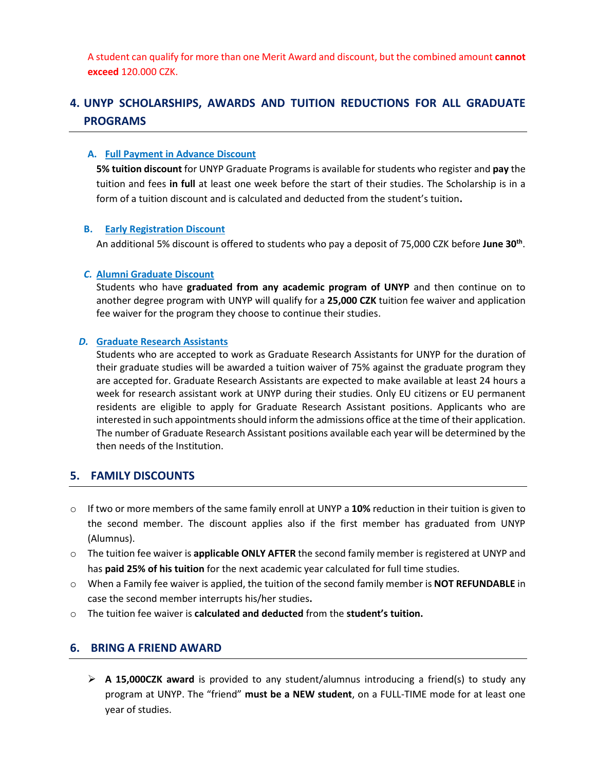A student can qualify for more than one Merit Award and discount, but the combined amount **cannot exceed** 120.000 CZK.

## 4. UNYP SCHOLARSHIPS, AWARDS AND TUITION REDUCTIONS FOR ALL GRADUATE PROGRAMS

### A. Full Payment in Advance Discount

**5% tuition discount** for UNYP Graduate Programs is available for students who register and **pay** the tuition and fees **in full** at least one week before the start of their studies. The Scholarship is in a form of a tuition discount and is calculated and deducted from the student's tuition**.**

### B. Early Registration Discount

An additional 5% discount is offered to students who pay a deposit of 75,000 CZK before **June 30th**.

### *C.* Alumni Graduate Discount

Students who have **graduated from any academic program of UNYP** and then continue on to another degree program with UNYP will qualify for a **25,000 CZK** tuition fee waiver and application fee waiver for the program they choose to continue their studies.

### *D.* Graduate Research Assistants

Students who are accepted to work as Graduate Research Assistants for UNYP for the duration of their graduate studies will be awarded a tuition waiver of 75% against the graduate program they are accepted for. Graduate Research Assistants are expected to make available at least 24 hours a week for research assistant work at UNYP during their studies. Only EU citizens or EU permanent residents are eligible to apply for Graduate Research Assistant positions. Applicants who are interested in such appointments should inform the admissions office at the time of their application. The number of Graduate Research Assistant positions available each year will be determined by the then needs of the Institution.

## 5. FAMILY DISCOUNTS

- If two or more members of the same family enroll at UNYP a **10%** reduction in their tuition is given to the second member. The discount applies also if the first member has graduated from UNYP (Alumnus).
- The tuition fee waiver is **applicable ONLY AFTER** the second family member is registered at UNYP and has **paid 25% of his tuition** for the next academic year calculated for full time studies.
- When a Family fee waiver is applied, the tuition of the second family member is **NOT REFUNDABLE** in case the second member interrupts his/her studies**.**
- The tuition fee waiver is **calculated and deducted** from the **student's tuition.**

## 6. BRING A FRIEND AWARD

- **A 15,000CZK award** is provided to any student/alumnus introducing a friend(s) to study any program at UNYP. The "friend" **must be a NEW student**, on a FULL-TIME mode for at least one year of studies.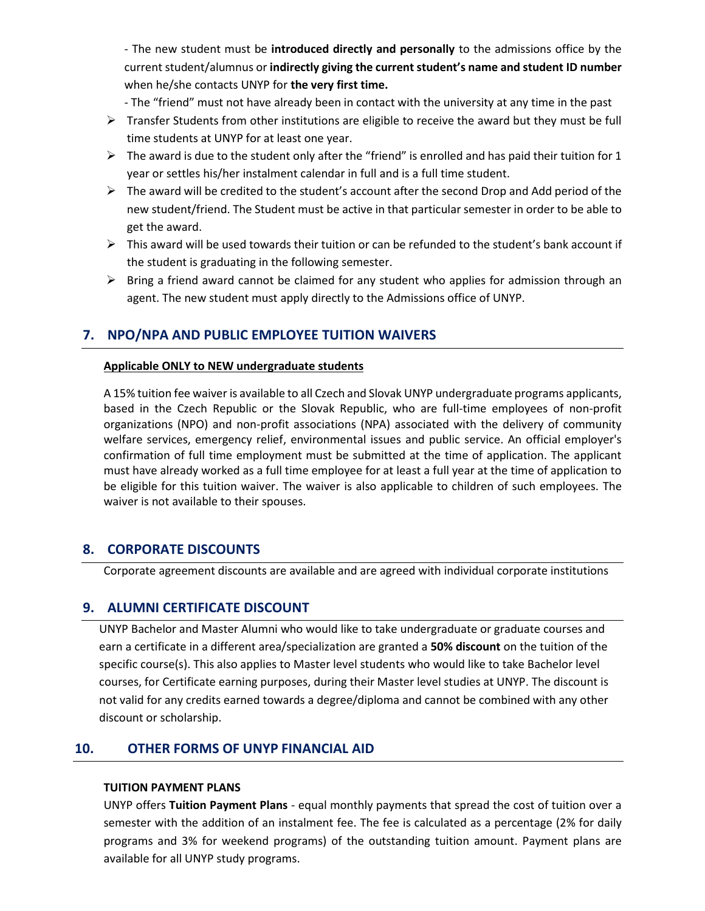- The new student must be **introduced directly and personally** to the admissions office by the current student/alumnus or **indirectly giving the current student's name and student ID number** when he/she contacts UNYP for **the very first time.**

- The "friend" must not have already been in contact with the university at any time in the past

- Transfer Students from other institutions are eligible to receive the award but they must be full time students at UNYP for at least one year.
- The award is due to the student only after the "friend" is enrolled and has paid their tuition for 1 year or settles his/her instalment calendar in full and is a full time student.
- The award will be credited to the student's account after the second Drop and Add period of the new student/friend. The Student must be active in that particular semester in order to be able to get the award.
- This award will be used towards their tuition or can be refunded to the student's bank account if the student is graduating in the following semester.
- Bring a friend award cannot be claimed for any student who applies for admission through an agent. The new student must apply directly to the Admissions office of UNYP.

## 7. NPO/NPA AND PUBLIC EMPLOYEE TUITION WAIVERS

**Applicable ONLY to NEW undergraduate students**

A 15% tuition fee waiver is available to all Czech and Slovak UNYP undergraduate programs applicants, based in the Czech Republic or the Slovak Republic, who are full-time employees of non-profit organizations (NPO) and non-profit associations (NPA) associated with the delivery of community welfare services, emergency relief, environmental issues and public service. An official employer's confirmation of full time employment must be submitted at the time of application. The applicant must have already worked as a full time employee for at least a full year at the time of application to be eligible for this tuition waiver. The waiver is also applicable to children of such employees. The waiver is not available to their spouses.

## 8. CORPORATE DISCOUNTS

Corporate agreement discounts are available and are agreed with individual corporate institutions

## 9. ALUMNI CERTIFICATE DISCOUNT

UNYP Bachelor and Master Alumni who would like to take undergraduate or graduate courses and earn a certificate in a different area/specialization are granted a **50% discount** on the tuition of the specific course(s). This also applies to Master level students who would like to take Bachelor level courses, for Certificate earning purposes, during their Master level studies at UNYP. The discount is not valid for any credits earned towards a degree/diploma and cannot be combined with any other discount or scholarship.

## 10. OTHER FORMS OF UNYP FINANCIAL AID

**TUITION PAYMENT PLANS**

UNYP offers **Tuition Payment Plans** - equal monthly payments that spread the cost of tuition over a semester with the addition of an instalment fee. The fee is calculated as a percentage (2% for daily programs and 3% for weekend programs) of the outstanding tuition amount. Payment plans are available for all UNYP study programs.